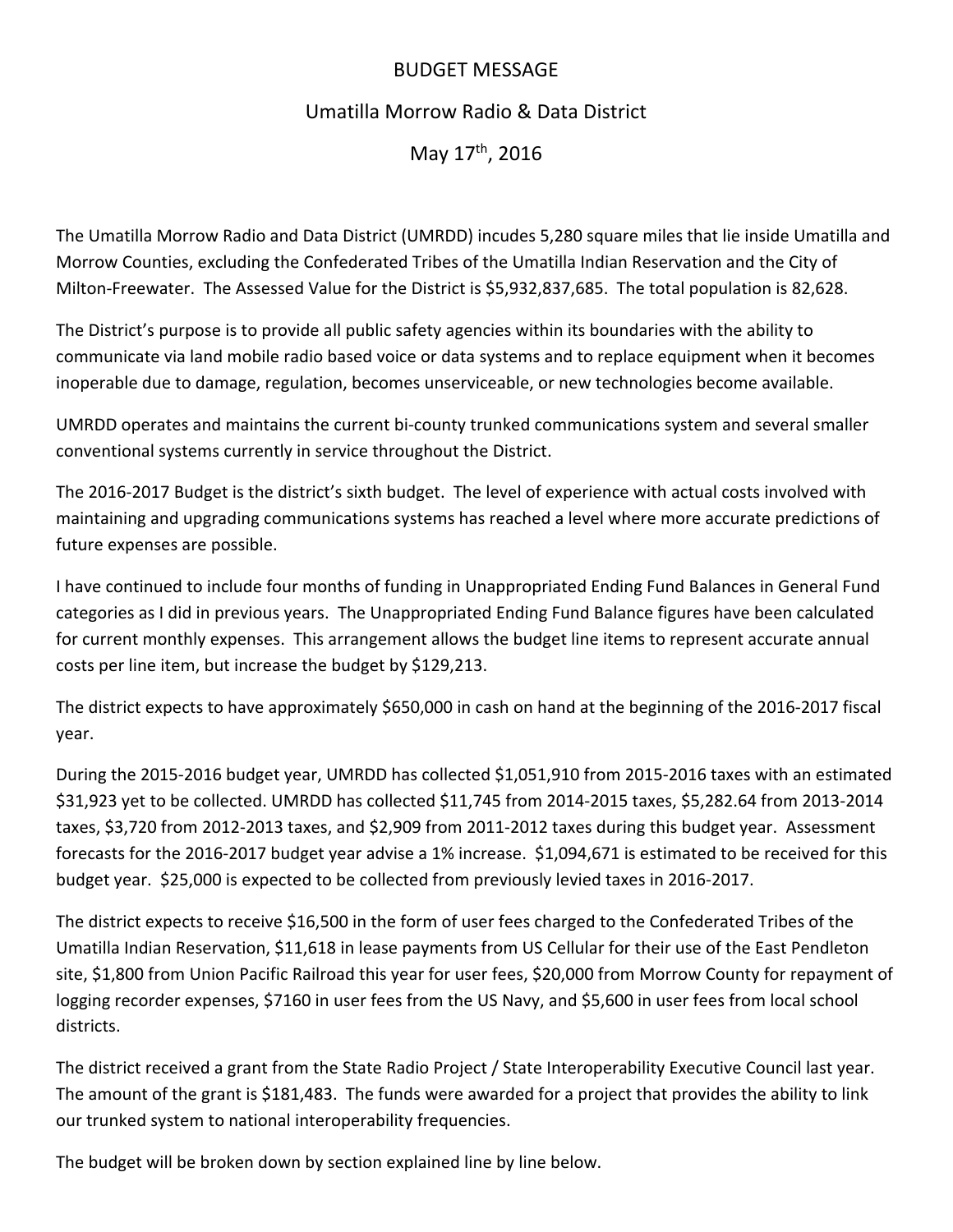# BUDGET MESSAGE

## Umatilla Morrow Radio & Data District

## May 17th, 2016

The Umatilla Morrow Radio and Data District (UMRDD) incudes 5,280 square miles that lie inside Umatilla and Morrow Counties, excluding the Confederated Tribes of the Umatilla Indian Reservation and the City of Milton-Freewater. The Assessed Value for the District is $5,932,837,685. The total population is 82,628.

The District's purpose is to provide all public safety agencies within its boundaries with the ability to communicate via land mobile radio based voice or data systems and to replace equipment when it becomes inoperable due to damage, regulation, becomes unserviceable, or new technologies become available.

UMRDD operates and maintains the current bi-county trunked communications system and several smaller conventional systems currently in service throughout the District.

The 2016-2017 Budget is the district's sixth budget. The level of experience with actual costs involved with maintaining and upgrading communications systems has reached a level where more accurate predictions of future expenses are possible.

I have continued to include four months of funding in Unappropriated Ending Fund Balances in General Fund categories as I did in previous years. The Unappropriated Ending Fund Balance figures have been calculated for current monthly expenses. This arrangement allows the budget line items to represent accurate annual costs per line item, but increase the budget by $129,213.

The district expects to have approximately $650,000 in cash on hand at the beginning of the 2016-2017 fiscal year.

During the 2015-2016 budget year, UMRDD has collected $1,051,910 from 2015-2016 taxes with an estimated $31,923 yet to be collected. UMRDD has collected $11,745 from 2014-2015 taxes, $5,282.64 from 2013-2014 taxes, $3,720 from 2012-2013 taxes, and $2,909 from 2011-2012 taxes during this budget year. Assessment forecasts for the 2016-2017 budget year advise a 1% increase. $1,094,671 is estimated to be received for this budget year. $25,000 is expected to be collected from previously levied taxes in 2016-2017.

The district expects to receive $16,500 in the form of user fees charged to the Confederated Tribes of the Umatilla Indian Reservation, $11,618 in lease payments from US Cellular for their use of the East Pendleton site, $1,800 from Union Pacific Railroad this year for user fees, $20,000 from Morrow County for repayment of logging recorder expenses, $7160 in user fees from the US Navy, and $5,600 in user fees from local school districts.

The district received a grant from the State Radio Project / State Interoperability Executive Council last year. The amount of the grant is $181,483. The funds were awarded for a project that provides the ability to link our trunked system to national interoperability frequencies.

The budget will be broken down by section explained line by line below.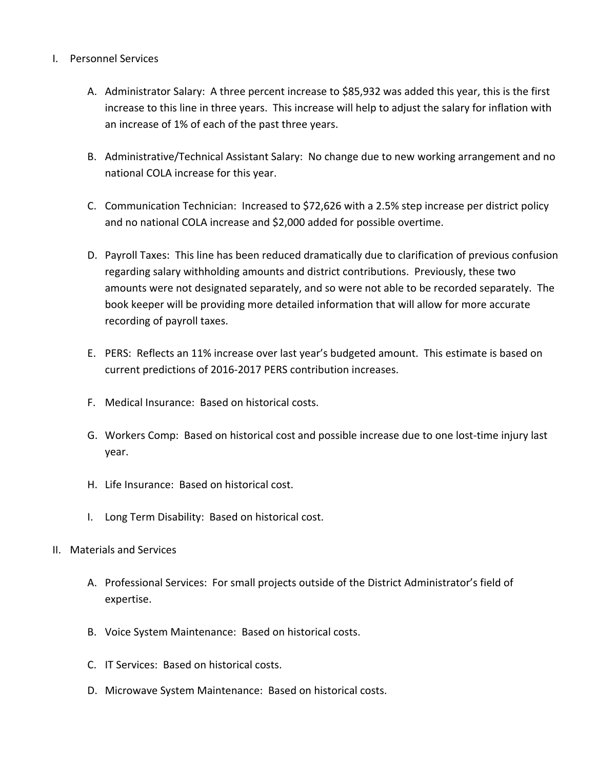I. Personnel Services

   A. Administrator Salary: A three percent increase to $85,932 was added this year, this is the first increase to this line in three years. This increase will help to adjust the salary for inflation with an increase of 1% of each of the past three years.

   B. Administrative/Technical Assistant Salary: No change due to new working arrangement and no national COLA increase for this year.

   C. Communication Technician: Increased to $72,626 with a 2.5% step increase per district policy and no national COLA increase and $2,000 added for possible overtime.

   D. Payroll Taxes: This line has been reduced dramatically due to clarification of previous confusion regarding salary withholding amounts and district contributions. Previously, these two amounts were not designated separately, and so were not able to be recorded separately. The book keeper will be providing more detailed information that will allow for more accurate recording of payroll taxes.

   E. PERS: Reflects an 11% increase over last year's budgeted amount. This estimate is based on current predictions of 2016-2017 PERS contribution increases.

   F. Medical Insurance: Based on historical costs.

   G. Workers Comp: Based on historical cost and possible increase due to one lost-time injury last year.

   H. Life Insurance: Based on historical cost.

   I. Long Term Disability: Based on historical cost.

II. Materials and Services

   A. Professional Services: For small projects outside of the District Administrator's field of expertise.

   B. Voice System Maintenance: Based on historical costs.

   C. IT Services: Based on historical costs.

   D. Microwave System Maintenance: Based on historical costs.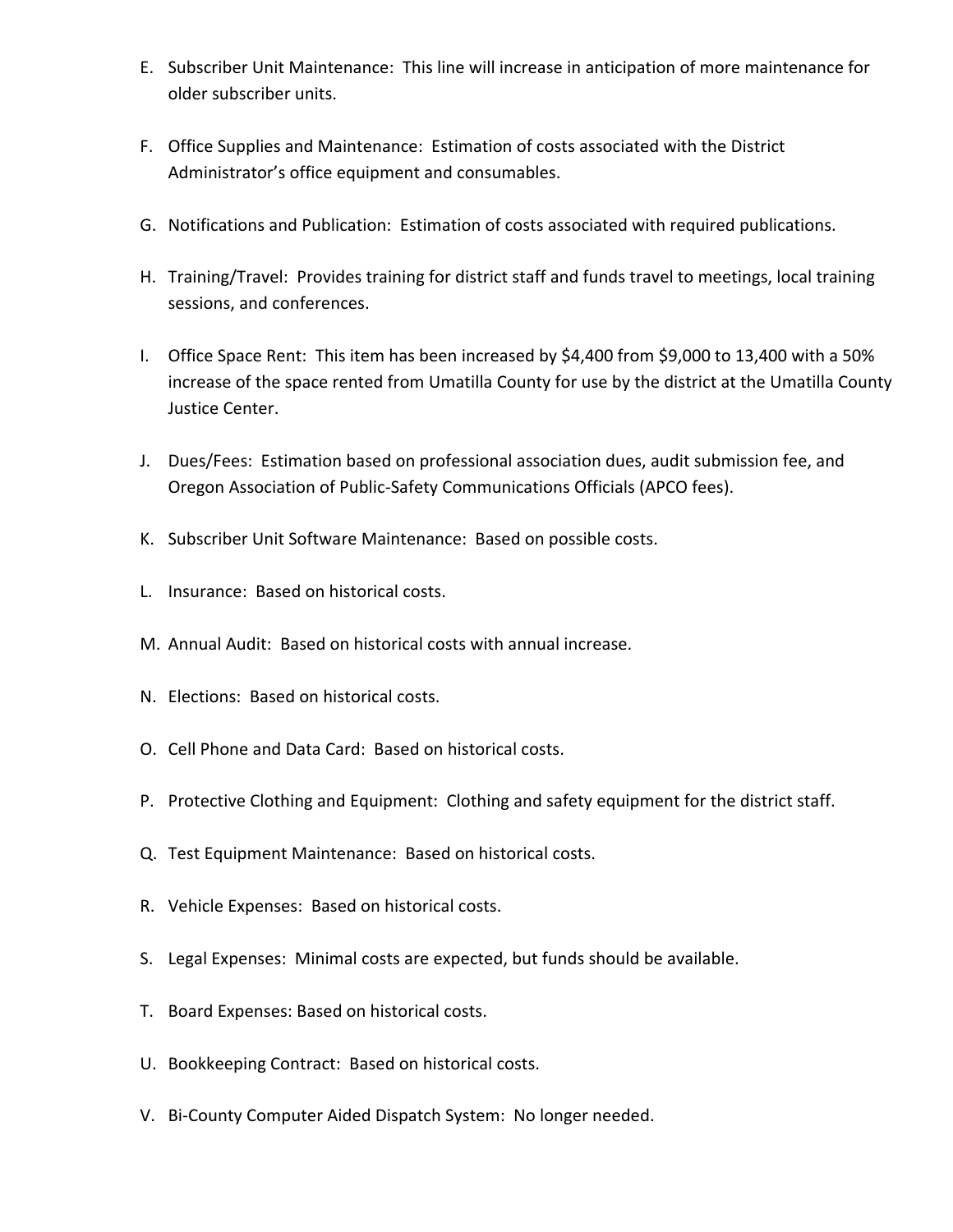E. Subscriber Unit Maintenance: This line will increase in anticipation of more maintenance for older subscriber units.

F. Office Supplies and Maintenance: Estimation of costs associated with the District Administrator's office equipment and consumables.

G. Notifications and Publication: Estimation of costs associated with required publications.

H. Training/Travel: Provides training for district staff and funds travel to meetings, local training sessions, and conferences.

I. Office Space Rent: This item has been increased by $4,400 from $9,000 to 13,400 with a 50% increase of the space rented from Umatilla County for use by the district at the Umatilla County Justice Center.

J. Dues/Fees: Estimation based on professional association dues, audit submission fee, and Oregon Association of Public-Safety Communications Officials (APCO fees).

K. Subscriber Unit Software Maintenance: Based on possible costs.

L. Insurance: Based on historical costs.

M. Annual Audit: Based on historical costs with annual increase.

N. Elections: Based on historical costs.

O. Cell Phone and Data Card: Based on historical costs.

P. Protective Clothing and Equipment: Clothing and safety equipment for the district staff.

Q. Test Equipment Maintenance: Based on historical costs.

R. Vehicle Expenses: Based on historical costs.

S. Legal Expenses: Minimal costs are expected, but funds should be available.

T. Board Expenses: Based on historical costs.

U. Bookkeeping Contract: Based on historical costs.

V. Bi-County Computer Aided Dispatch System: No longer needed.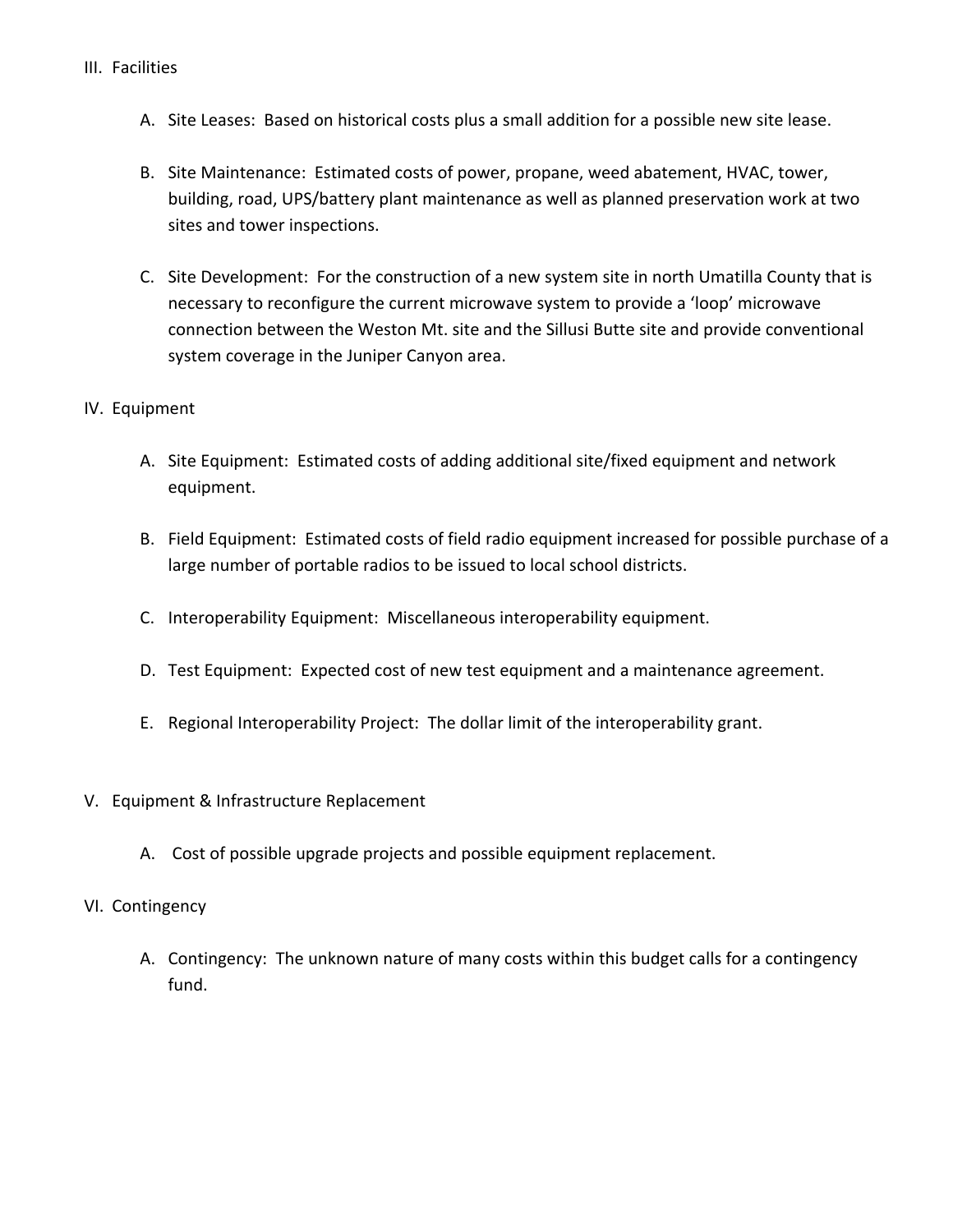III. Facilities

A. Site Leases: Based on historical costs plus a small addition for a possible new site lease.

B. Site Maintenance: Estimated costs of power, propane, weed abatement, HVAC, tower, building, road, UPS/battery plant maintenance as well as planned preservation work at two sites and tower inspections.

C. Site Development: For the construction of a new system site in north Umatilla County that is necessary to reconfigure the current microwave system to provide a 'loop' microwave connection between the Weston Mt. site and the Sillusi Butte site and provide conventional system coverage in the Juniper Canyon area.

IV. Equipment

A. Site Equipment: Estimated costs of adding additional site/fixed equipment and network equipment.

B. Field Equipment: Estimated costs of field radio equipment increased for possible purchase of a large number of portable radios to be issued to local school districts.

C. Interoperability Equipment: Miscellaneous interoperability equipment.

D. Test Equipment: Expected cost of new test equipment and a maintenance agreement.

E. Regional Interoperability Project: The dollar limit of the interoperability grant.

V. Equipment & Infrastructure Replacement

A. Cost of possible upgrade projects and possible equipment replacement.

VI. Contingency

A. Contingency: The unknown nature of many costs within this budget calls for a contingency fund.